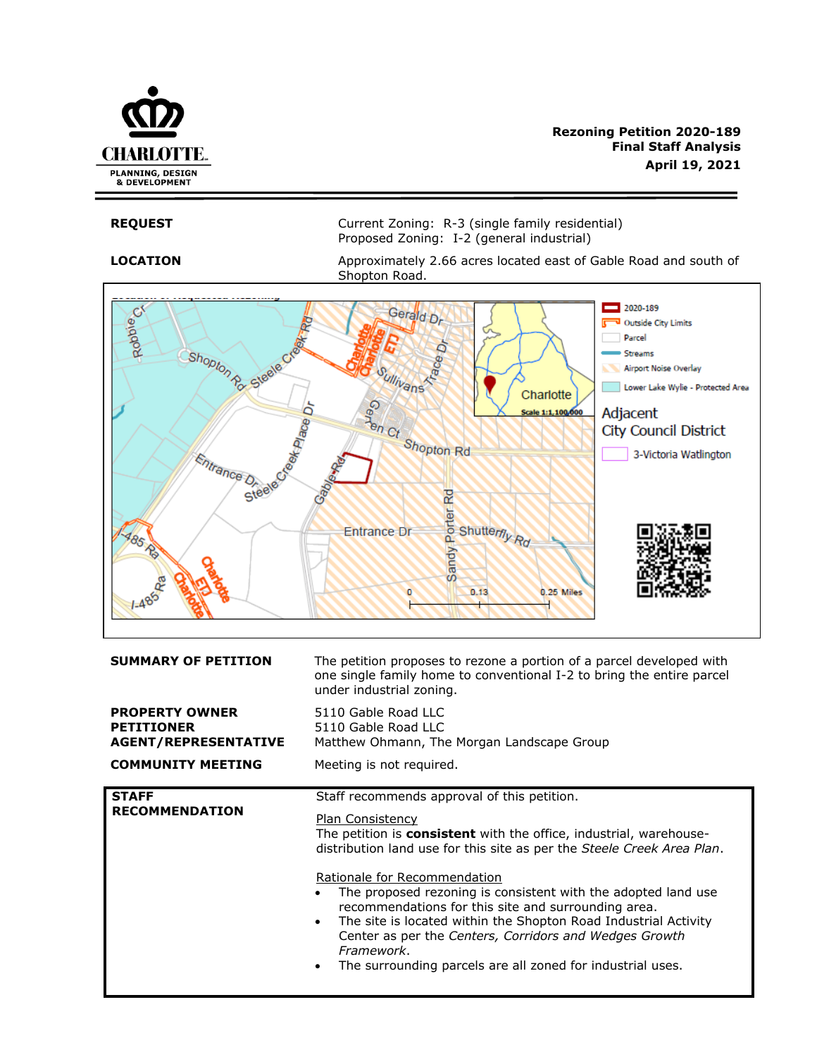**Rezoning Petition 2020-189**
**Final Staff Analysis**
**April 19, 2021**

| | |
|---|---|
| **REQUEST** | Current Zoning: R-3 (single family residential)<br>Proposed Zoning: I-2 (general industrial) |
| **LOCATION** | Approximately 2.66 acres located east of Gable Road and south of Shopton Road. |

| | |
|---|---|
| **SUMMARY OF PETITION** | The petition proposes to rezone a portion of a parcel developed with one single family home to conventional I-2 to bring the entire parcel under industrial zoning. |
| **PROPERTY OWNER**<br>**PETITIONER**<br>**AGENT/REPRESENTATIVE** | 5110 Gable Road LLC<br>5110 Gable Road LLC<br>Matthew Ohmann, The Morgan Landscape Group |
| **COMMUNITY MEETING** | Meeting is not required. |

**STAFF RECOMMENDATION**

Staff recommends approval of this petition.

Plan Consistency
The petition is **consistent** with the office, industrial, warehouse-distribution land use for this site as per the *Steele Creek Area Plan*.

Rationale for Recommendation
- The proposed rezoning is consistent with the adopted land use recommendations for this site and surrounding area.
- The site is located within the Shopton Road Industrial Activity Center as per the *Centers, Corridors and Wedges Growth Framework*.
- The surrounding parcels are all zoned for industrial uses.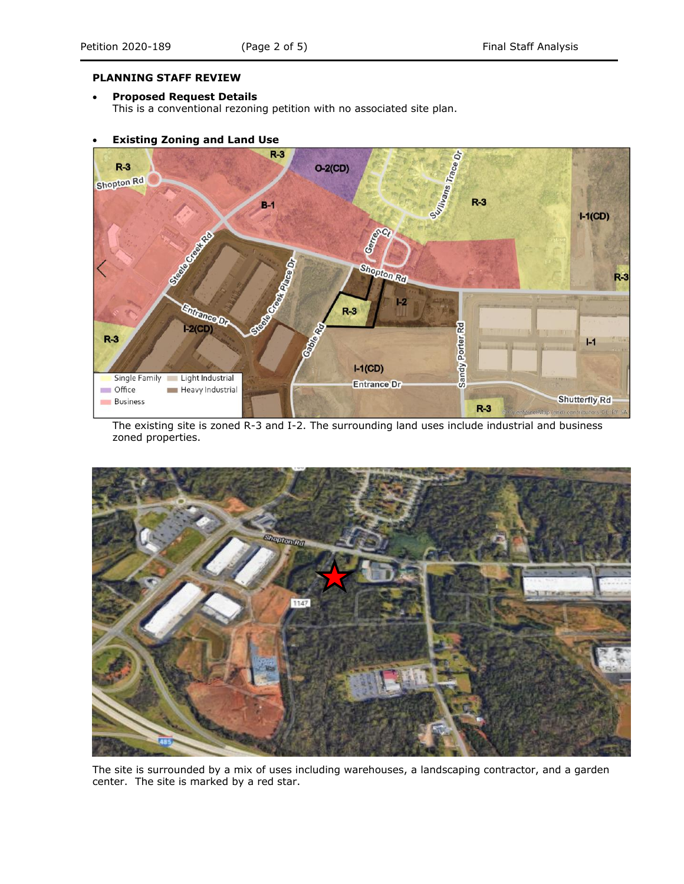## PLANNING STAFF REVIEW

- **Proposed Request Details**
  This is a conventional rezoning petition with no associated site plan.

- **Existing Zoning and Land Use**

The existing site is zoned R-3 and I-2. The surrounding land uses include industrial and business zoned properties.

The site is surrounded by a mix of uses including warehouses, a landscaping contractor, and a garden center. The site is marked by a red star.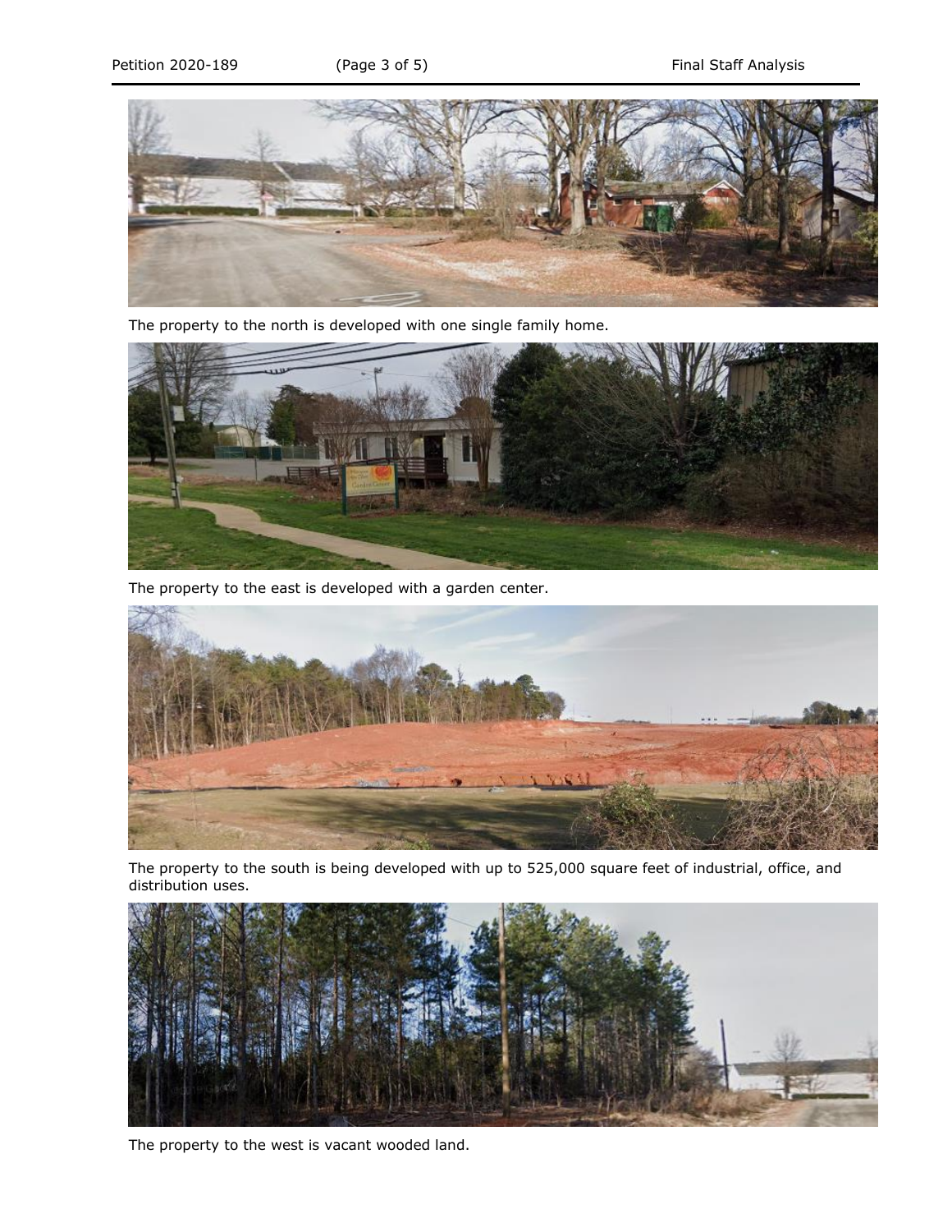The property to the north is developed with one single family home.

The property to the east is developed with a garden center.

The property to the south is being developed with up to 525,000 square feet of industrial, office, and distribution uses.

The property to the west is vacant wooded land.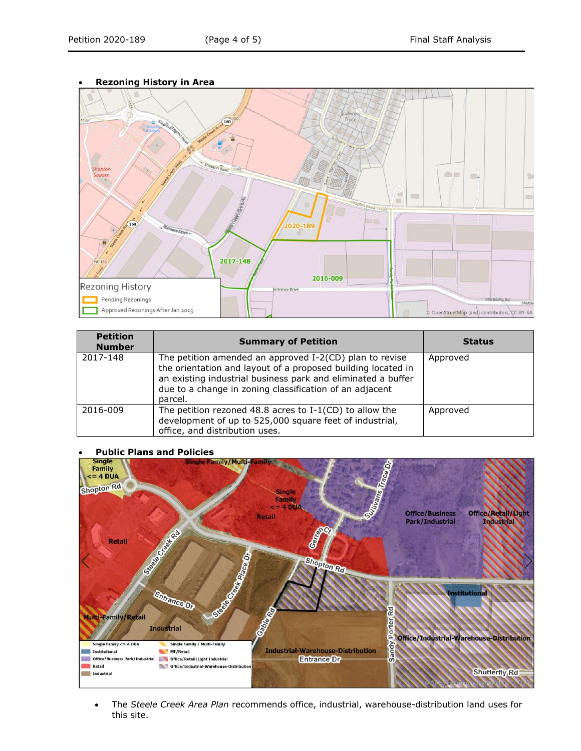- **Rezoning History in Area**

| Petition Number | Summary of Petition | Status |
|---|---|---|
| 2017-148 | The petition amended an approved I-2(CD) plan to revise the orientation and layout of a proposed building located in an existing industrial business park and eliminated a buffer due to a change in zoning classification of an adjacent parcel. | Approved |
| 2016-009 | The petition rezoned 48.8 acres to I-1(CD) to allow the development of up to 525,000 square feet of industrial, office, and distribution uses. | Approved |

- **Public Plans and Policies**

- The *Steele Creek Area Plan* recommends office, industrial, warehouse-distribution land uses for this site.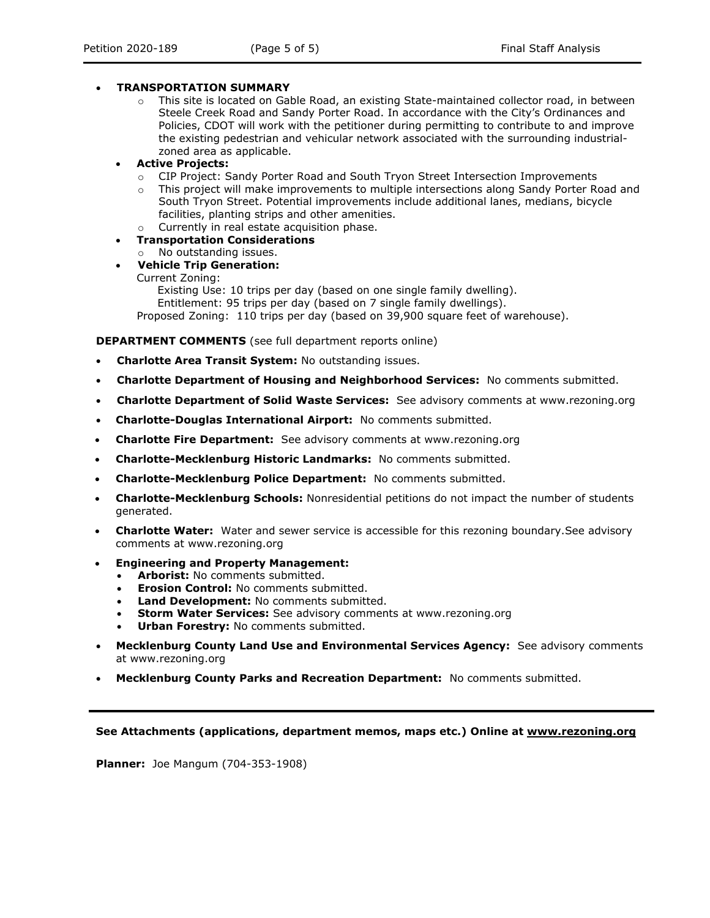- **TRANSPORTATION SUMMARY**
  - This site is located on Gable Road, an existing State-maintained collector road, in between Steele Creek Road and Sandy Porter Road. In accordance with the City's Ordinances and Policies, CDOT will work with the petitioner during permitting to contribute to and improve the existing pedestrian and vehicular network associated with the surrounding industrial-zoned area as applicable.
- **Active Projects:**
  - CIP Project: Sandy Porter Road and South Tryon Street Intersection Improvements
  - This project will make improvements to multiple intersections along Sandy Porter Road and South Tryon Street. Potential improvements include additional lanes, medians, bicycle facilities, planting strips and other amenities.
  - Currently in real estate acquisition phase.
- **Transportation Considerations**
  - No outstanding issues.
- **Vehicle Trip Generation:**

  Current Zoning:

  Existing Use: 10 trips per day (based on one single family dwelling).

  Entitlement: 95 trips per day (based on 7 single family dwellings).

  Proposed Zoning: 110 trips per day (based on 39,900 square feet of warehouse).

**DEPARTMENT COMMENTS** (see full department reports online)

- **Charlotte Area Transit System:** No outstanding issues.
- **Charlotte Department of Housing and Neighborhood Services:** No comments submitted.
- **Charlotte Department of Solid Waste Services:** See advisory comments at www.rezoning.org
- **Charlotte-Douglas International Airport:** No comments submitted.
- **Charlotte Fire Department:** See advisory comments at www.rezoning.org
- **Charlotte-Mecklenburg Historic Landmarks:** No comments submitted.
- **Charlotte-Mecklenburg Police Department:** No comments submitted.
- **Charlotte-Mecklenburg Schools:** Nonresidential petitions do not impact the number of students generated.
- **Charlotte Water:** Water and sewer service is accessible for this rezoning boundary.See advisory comments at www.rezoning.org
- **Engineering and Property Management:**
  - **Arborist:** No comments submitted.
  - **Erosion Control:** No comments submitted.
  - **Land Development:** No comments submitted.
  - **Storm Water Services:** See advisory comments at www.rezoning.org
  - **Urban Forestry:** No comments submitted.
- **Mecklenburg County Land Use and Environmental Services Agency:** See advisory comments at www.rezoning.org
- **Mecklenburg County Parks and Recreation Department:** No comments submitted.

---

**See Attachments (applications, department memos, maps etc.) Online at www.rezoning.org**

**Planner:** Joe Mangum (704-353-1908)